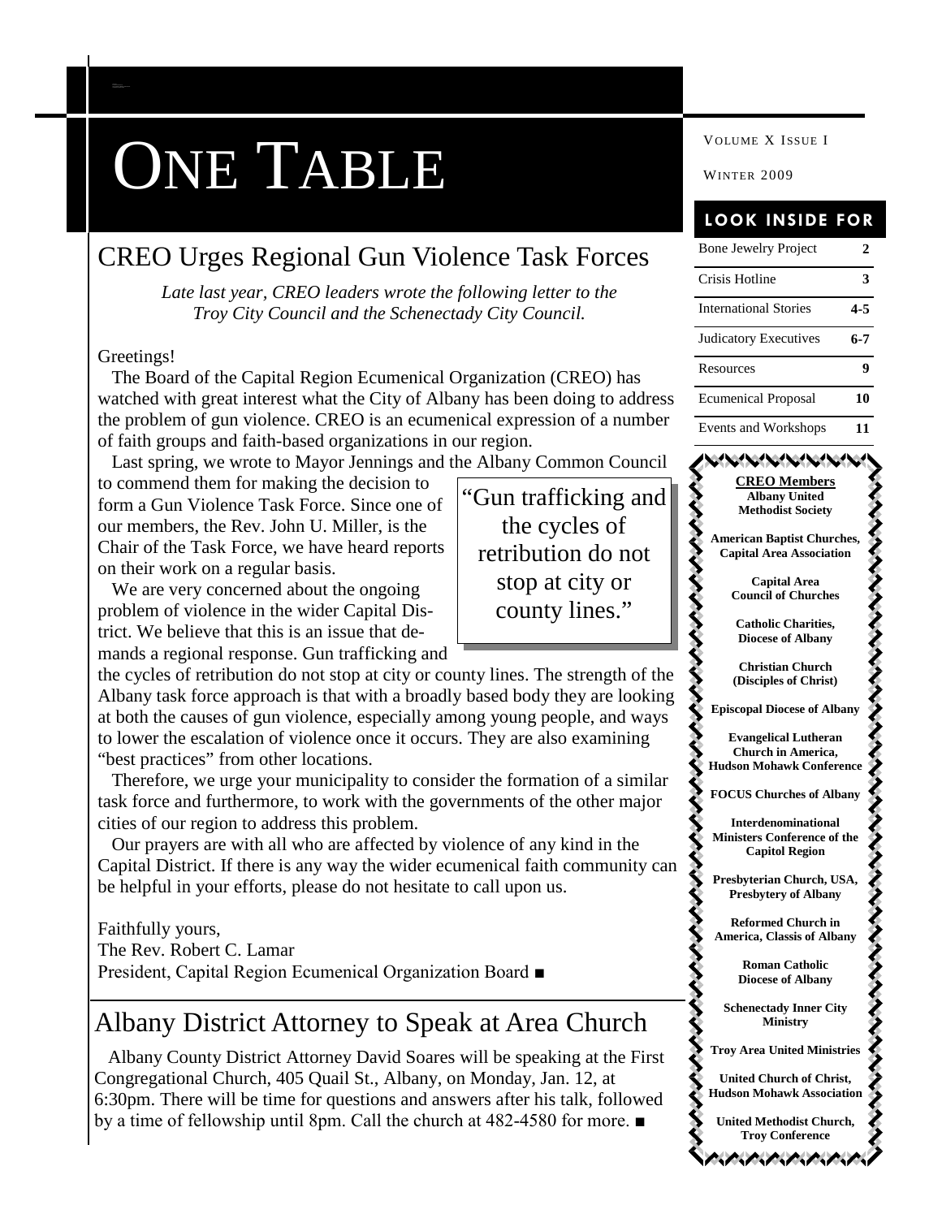# ONE TABLE

VOLUME X ISSUE I

WINTER 2009

## LOOK INSIDE FOR

| | |
|---|---|
| Bone Jewelry Project | 2 |
| Crisis Hotline | 3 |
| International Stories | 4-5 |
| Judicatory Executives | 6-7 |
| Resources | 9 |
| Ecumenical Proposal | 10 |
| Events and Workshops | 11 |

## CREO Urges Regional Gun Violence Task Forces

*Late last year, CREO leaders wrote the following letter to the Troy City Council and the Schenectady City Council.*

Greetings!

The Board of the Capital Region Ecumenical Organization (CREO) has watched with great interest what the City of Albany has been doing to address the problem of gun violence. CREO is an ecumenical expression of a number of faith groups and faith-based organizations in our region.

Last spring, we wrote to Mayor Jennings and the Albany Common Council to commend them for making the decision to form a Gun Violence Task Force. Since one of our members, the Rev. John U. Miller, is the Chair of the Task Force, we have heard reports on their work on a regular basis.

We are very concerned about the ongoing problem of violence in the wider Capital District. We believe that this is an issue that demands a regional response. Gun trafficking and the cycles of retribution do not stop at city or county lines. The strength of the Albany task force approach is that with a broadly based body they are looking at both the causes of gun violence, especially among young people, and ways to lower the escalation of violence once it occurs. They are also examining "best practices" from other locations.

> "Gun trafficking and the cycles of retribution do not stop at city or county lines."

Therefore, we urge your municipality to consider the formation of a similar task force and furthermore, to work with the governments of the other major cities of our region to address this problem.

Our prayers are with all who are affected by violence of any kind in the Capital District. If there is any way the wider ecumenical faith community can be helpful in your efforts, please do not hesitate to call upon us.

Faithfully yours,
The Rev. Robert C. Lamar
President, Capital Region Ecumenical Organization Board ■

## Albany District Attorney to Speak at Area Church

Albany County District Attorney David Soares will be speaking at the First Congregational Church, 405 Quail St., Albany, on Monday, Jan. 12, at 6:30pm. There will be time for questions and answers after his talk, followed by a time of fellowship until 8pm. Call the church at 482-4580 for more. ■

**CREO Members**

**Albany United Methodist Society**

**American Baptist Churches, Capital Area Association**

**Capital Area Council of Churches**

**Catholic Charities, Diocese of Albany**

**Christian Church (Disciples of Christ)**

**Episcopal Diocese of Albany**

**Evangelical Lutheran Church in America, Hudson Mohawk Conference**

**FOCUS Churches of Albany**

**Interdenominational Ministers Conference of the Capitol Region**

**Presbyterian Church, USA, Presbytery of Albany**

**Reformed Church in America, Classis of Albany**

**Roman Catholic Diocese of Albany**

**Schenectady Inner City Ministry**

**Troy Area United Ministries**

**United Church of Christ, Hudson Mohawk Association**

**United Methodist Church, Troy Conference**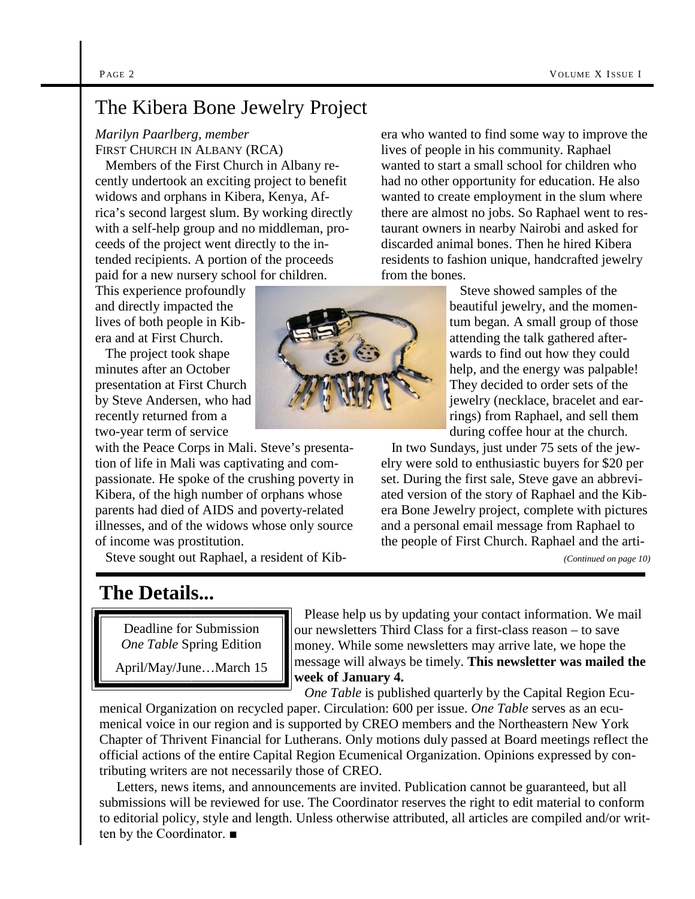## The Kibera Bone Jewelry Project

*Marilyn Paarlberg, member*
FIRST CHURCH IN ALBANY (RCA)

Members of the First Church in Albany recently undertook an exciting project to benefit widows and orphans in Kibera, Kenya, Africa's second largest slum. By working directly with a self-help group and no middleman, proceeds of the project went directly to the intended recipients. A portion of the proceeds paid for a new nursery school for children. This experience profoundly and directly impacted the lives of both people in Kibera and at First Church.

The project took shape minutes after an October presentation at First Church by Steve Andersen, who had recently returned from a two-year term of service with the Peace Corps in Mali. Steve's presentation of life in Mali was captivating and compassionate. He spoke of the crushing poverty in Kibera, of the high number of orphans whose parents had died of AIDS and poverty-related illnesses, and of the widows whose only source of income was prostitution.

Steve sought out Raphael, a resident of Kibera who wanted to find some way to improve the lives of people in his community. Raphael wanted to start a small school for children who had no other opportunity for education. He also wanted to create employment in the slum where there are almost no jobs. So Raphael went to restaurant owners in nearby Nairobi and asked for discarded animal bones. Then he hired Kibera residents to fashion unique, handcrafted jewelry from the bones.

Steve showed samples of the beautiful jewelry, and the momentum began. A small group of those attending the talk gathered afterwards to find out how they could help, and the energy was palpable! They decided to order sets of the jewelry (necklace, bracelet and earrings) from Raphael, and sell them during coffee hour at the church.

In two Sundays, just under 75 sets of the jewelry were sold to enthusiastic buyers for $20 per set. During the first sale, Steve gave an abbreviated version of the story of Raphael and the Kibera Bone Jewelry project, complete with pictures and a personal email message from Raphael to the people of First Church. Raphael and the arti-

*(Continued on page 10)*

## The Details...

Deadline for Submission
*One Table* Spring Edition
April/May/June…March 15

Please help us by updating your contact information. We mail our newsletters Third Class for a first-class reason – to save money. While some newsletters may arrive late, we hope the message will always be timely. **This newsletter was mailed the week of January 4.**

*One Table* is published quarterly by the Capital Region Ecumenical Organization on recycled paper. Circulation: 600 per issue. *One Table* serves as an ecumenical voice in our region and is supported by CREO members and the Northeastern New York Chapter of Thrivent Financial for Lutherans. Only motions duly passed at Board meetings reflect the official actions of the entire Capital Region Ecumenical Organization. Opinions expressed by contributing writers are not necessarily those of CREO.

Letters, news items, and announcements are invited. Publication cannot be guaranteed, but all submissions will be reviewed for use. The Coordinator reserves the right to edit material to conform to editorial policy, style and length. Unless otherwise attributed, all articles are compiled and/or written by the Coordinator. ■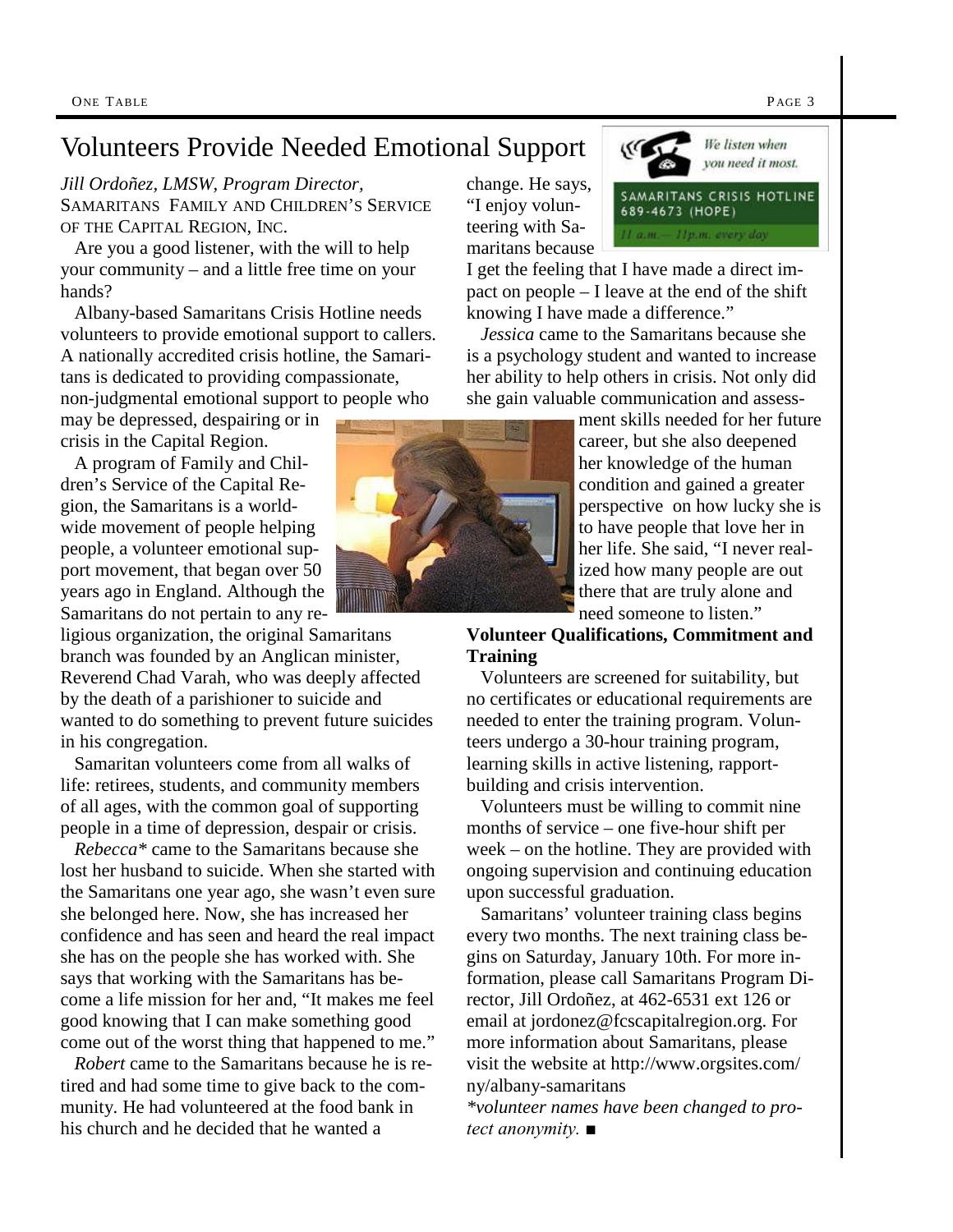# Volunteers Provide Needed Emotional Support

*Jill Ordoñez, LMSW, Program Director,*
SAMARITANS FAMILY AND CHILDREN'S SERVICE OF THE CAPITAL REGION, INC.

Are you a good listener, with the will to help your community – and a little free time on your hands?

Albany-based Samaritans Crisis Hotline needs volunteers to provide emotional support to callers. A nationally accredited crisis hotline, the Samaritans is dedicated to providing compassionate, non-judgmental emotional support to people who may be depressed, despairing or in crisis in the Capital Region.

A program of Family and Children's Service of the Capital Region, the Samaritans is a worldwide movement of people helping people, a volunteer emotional support movement, that began over 50 years ago in England. Although the Samaritans do not pertain to any religious organization, the original Samaritans branch was founded by an Anglican minister, Reverend Chad Varah, who was deeply affected by the death of a parishioner to suicide and wanted to do something to prevent future suicides in his congregation.

Samaritan volunteers come from all walks of life: retirees, students, and community members of all ages, with the common goal of supporting people in a time of depression, despair or crisis.

*Rebecca\** came to the Samaritans because she lost her husband to suicide. When she started with the Samaritans one year ago, she wasn't even sure she belonged here. Now, she has increased her confidence and has seen and heard the real impact she has on the people she has worked with. She says that working with the Samaritans has become a life mission for her and, "It makes me feel good knowing that I can make something good come out of the worst thing that happened to me."

*Robert* came to the Samaritans because he is retired and had some time to give back to the community. He had volunteered at the food bank in his church and he decided that he wanted a change. He says, "I enjoy volunteering with Samaritans because I get the feeling that I have made a direct impact on people – I leave at the end of the shift knowing I have made a difference."

We listen when you need it most.
SAMARITANS CRISIS HOTLINE
689-4673 (HOPE)
11 a.m.— 11p.m. every day

*Jessica* came to the Samaritans because she is a psychology student and wanted to increase her ability to help others in crisis. Not only did she gain valuable communication and assessment skills needed for her future career, but she also deepened her knowledge of the human condition and gained a greater perspective on how lucky she is to have people that love her in her life. She said, "I never realized how many people are out there that are truly alone and need someone to listen."

**Volunteer Qualifications, Commitment and Training**

Volunteers are screened for suitability, but no certificates or educational requirements are needed to enter the training program. Volunteers undergo a 30-hour training program, learning skills in active listening, rapport-building and crisis intervention.

Volunteers must be willing to commit nine months of service – one five-hour shift per week – on the hotline. They are provided with ongoing supervision and continuing education upon successful graduation.

Samaritans' volunteer training class begins every two months. The next training class begins on Saturday, January 10th. For more information, please call Samaritans Program Director, Jill Ordoñez, at 462-6531 ext 126 or email at jordonez@fcscapitalregion.org. For more information about Samaritans, please visit the website at http://www.orgsites.com/ny/albany-samaritans

*\*volunteer names have been changed to protect anonymity.* ■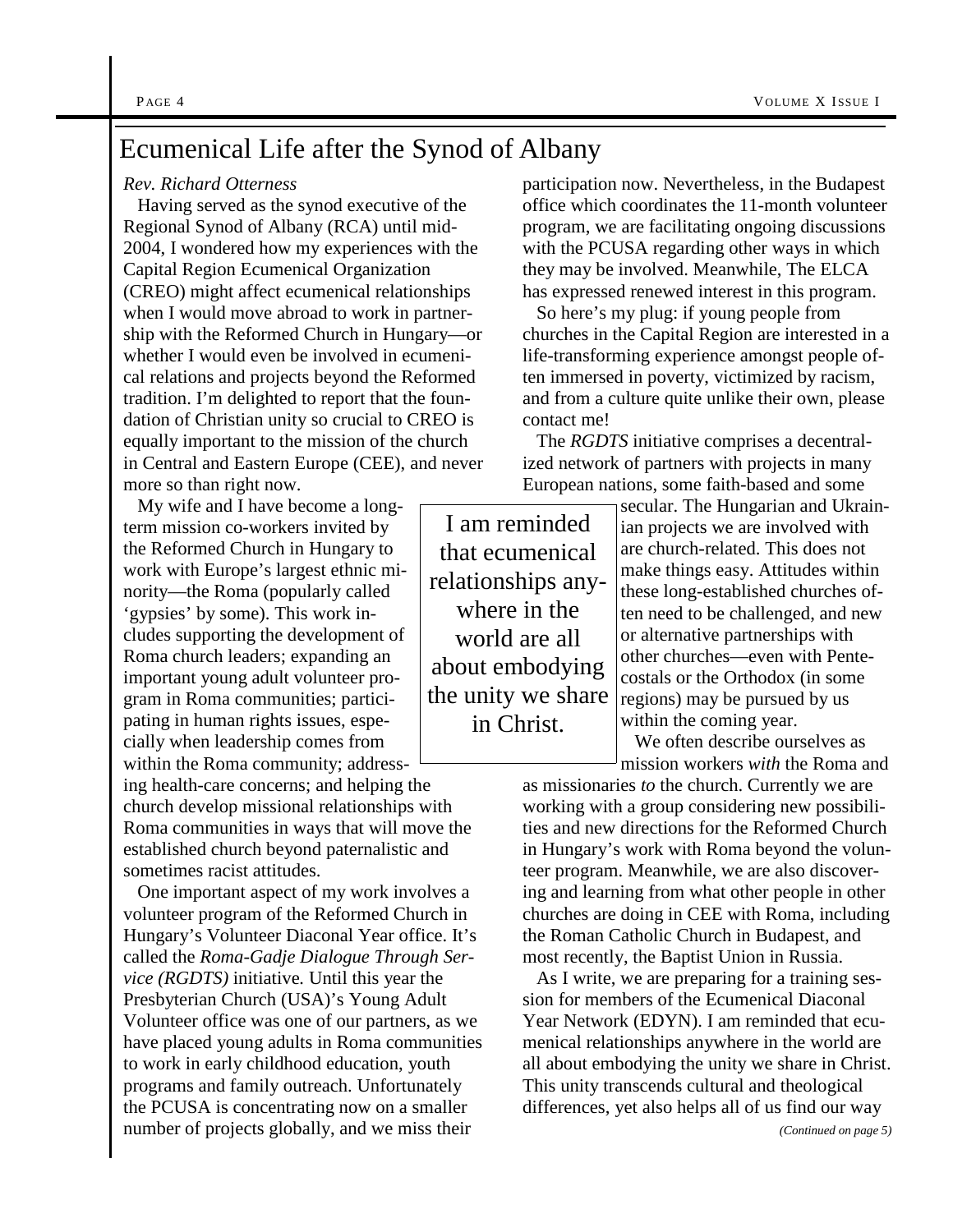# Ecumenical Life after the Synod of Albany

*Rev. Richard Otterness*

Having served as the synod executive of the Regional Synod of Albany (RCA) until mid-2004, I wondered how my experiences with the Capital Region Ecumenical Organization (CREO) might affect ecumenical relationships when I would move abroad to work in partnership with the Reformed Church in Hungary—or whether I would even be involved in ecumenical relations and projects beyond the Reformed tradition. I'm delighted to report that the foundation of Christian unity so crucial to CREO is equally important to the mission of the church in Central and Eastern Europe (CEE), and never more so than right now.

My wife and I have become a long-term mission co-workers invited by the Reformed Church in Hungary to work with Europe's largest ethnic minority—the Roma (popularly called 'gypsies' by some). This work includes supporting the development of Roma church leaders; expanding an important young adult volunteer program in Roma communities; participating in human rights issues, especially when leadership comes from within the Roma community; addressing health-care concerns; and helping the church develop missional relationships with Roma communities in ways that will move the established church beyond paternalistic and sometimes racist attitudes.

One important aspect of my work involves a volunteer program of the Reformed Church in Hungary's Volunteer Diaconal Year office. It's called the *Roma-Gadje Dialogue Through Service (RGDTS)* initiative. Until this year the Presbyterian Church (USA)'s Young Adult Volunteer office was one of our partners, as we have placed young adults in Roma communities to work in early childhood education, youth programs and family outreach. Unfortunately the PCUSA is concentrating now on a smaller number of projects globally, and we miss their participation now. Nevertheless, in the Budapest office which coordinates the 11-month volunteer program, we are facilitating ongoing discussions with the PCUSA regarding other ways in which they may be involved. Meanwhile, The ELCA has expressed renewed interest in this program.

So here's my plug: if young people from churches in the Capital Region are interested in a life-transforming experience amongst people often immersed in poverty, victimized by racism, and from a culture quite unlike their own, please contact me!

The *RGDTS* initiative comprises a decentralized network of partners with projects in many European nations, some faith-based and some secular. The Hungarian and Ukrainian projects we are involved with are church-related. This does not make things easy. Attitudes within these long-established churches often need to be challenged, and new or alternative partnerships with other churches—even with Pentecostals or the Orthodox (in some regions) may be pursued by us within the coming year.

> I am reminded that ecumenical relationships anywhere in the world are all about embodying the unity we share in Christ.

We often describe ourselves as mission workers *with* the Roma and as missionaries *to* the church. Currently we are working with a group considering new possibilities and new directions for the Reformed Church in Hungary's work with Roma beyond the volunteer program. Meanwhile, we are also discovering and learning from what other people in other churches are doing in CEE with Roma, including the Roman Catholic Church in Budapest, and most recently, the Baptist Union in Russia.

As I write, we are preparing for a training session for members of the Ecumenical Diaconal Year Network (EDYN). I am reminded that ecumenical relationships anywhere in the world are all about embodying the unity we share in Christ. This unity transcends cultural and theological differences, yet also helps all of us find our way

*(Continued on page 5)*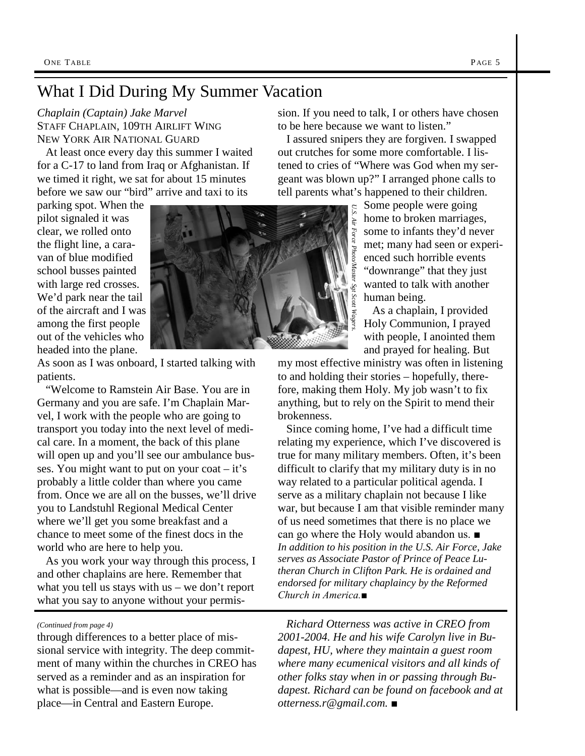# What I Did During My Summer Vacation

*Chaplain (Captain) Jake Marvel*
STAFF CHAPLAIN, 109TH AIRLIFT WING
NEW YORK AIR NATIONAL GUARD

At least once every day this summer I waited for a C-17 to land from Iraq or Afghanistan. If we timed it right, we sat for about 15 minutes before we saw our "bird" arrive and taxi to its parking spot. When the pilot signaled it was clear, we rolled onto the flight line, a caravan of blue modified school busses painted with large red crosses. We'd park near the tail of the aircraft and I was among the first people out of the vehicles who headed into the plane. As soon as I was onboard, I started talking with patients.

*U.S. Air Force Photo/Master Sgt Scott Wagers*

"Welcome to Ramstein Air Base. You are in Germany and you are safe. I'm Chaplain Marvel, I work with the people who are going to transport you today into the next level of medical care. In a moment, the back of this plane will open up and you'll see our ambulance busses. You might want to put on your coat – it's probably a little colder than where you came from. Once we are all on the busses, we'll drive you to Landstuhl Regional Medical Center where we'll get you some breakfast and a chance to meet some of the finest docs in the world who are here to help you.

As you work your way through this process, I and other chaplains are here. Remember that what you tell us stays with us – we don't report what you say to anyone without your permission. If you need to talk, I or others have chosen to be here because we want to listen."

I assured snipers they are forgiven. I swapped out crutches for some more comfortable. I listened to cries of "Where was God when my sergeant was blown up?" I arranged phone calls to tell parents what's happened to their children. Some people were going home to broken marriages, some to infants they'd never met; many had seen or experienced such horrible events "downrange" that they just wanted to talk with another human being.

As a chaplain, I provided Holy Communion, I prayed with people, I anointed them and prayed for healing. But my most effective ministry was often in listening to and holding their stories – hopefully, therefore, making them Holy. My job wasn't to fix anything, but to rely on the Spirit to mend their brokenness.

Since coming home, I've had a difficult time relating my experience, which I've discovered is true for many military members. Often, it's been difficult to clarify that my military duty is in no way related to a particular political agenda. I serve as a military chaplain not because I like war, but because I am that visible reminder many of us need sometimes that there is no place we can go where the Holy would abandon us. ■

***In addition to his position in the U.S. Air Force, Jake serves as Associate Pastor of Prince of Peace Lutheran Church in Clifton Park. He is ordained and endorsed for military chaplaincy by the Reformed Church in America.*** ■

---

*(Continued from page 4)*

through differences to a better place of missional service with integrity. The deep commitment of many within the churches in CREO has served as a reminder and as an inspiration for what is possible—and is even now taking place—in Central and Eastern Europe.

*Richard Otterness was active in CREO from 2001-2004. He and his wife Carolyn live in Budapest, HU, where they maintain a guest room where many ecumenical visitors and all kinds of other folks stay when in or passing through Budapest. Richard can be found on facebook and at otterness.r@gmail.com.* ■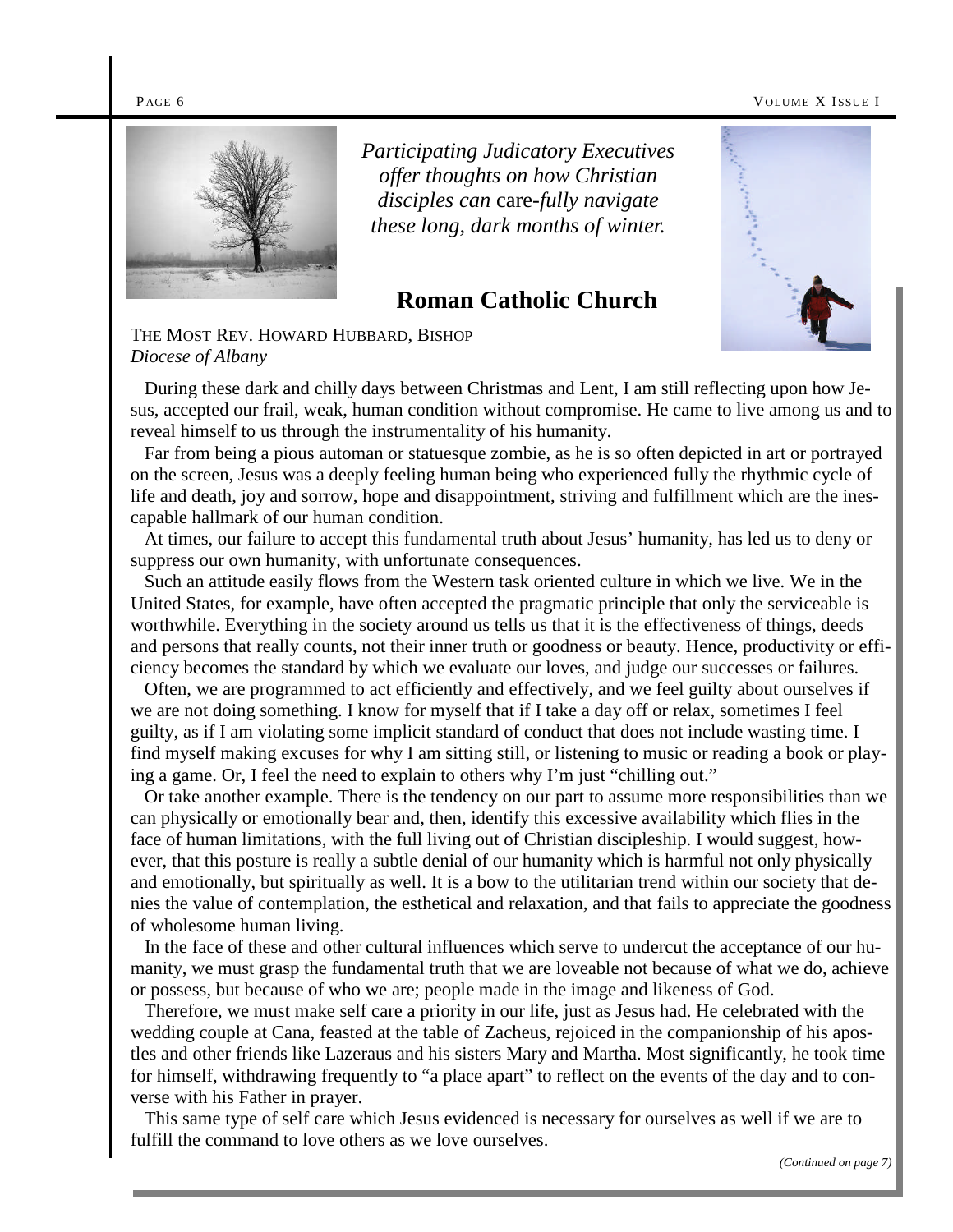*Participating Judicatory Executives offer thoughts on how Christian disciples can* care-*fully navigate these long, dark months of winter.*

## Roman Catholic Church

THE MOST REV. HOWARD HUBBARD, BISHOP
*Diocese of Albany*

During these dark and chilly days between Christmas and Lent, I am still reflecting upon how Jesus, accepted our frail, weak, human condition without compromise. He came to live among us and to reveal himself to us through the instrumentality of his humanity.

Far from being a pious automan or statuesque zombie, as he is so often depicted in art or portrayed on the screen, Jesus was a deeply feeling human being who experienced fully the rhythmic cycle of life and death, joy and sorrow, hope and disappointment, striving and fulfillment which are the inescapable hallmark of our human condition.

At times, our failure to accept this fundamental truth about Jesus' humanity, has led us to deny or suppress our own humanity, with unfortunate consequences.

Such an attitude easily flows from the Western task oriented culture in which we live. We in the United States, for example, have often accepted the pragmatic principle that only the serviceable is worthwhile. Everything in the society around us tells us that it is the effectiveness of things, deeds and persons that really counts, not their inner truth or goodness or beauty. Hence, productivity or efficiency becomes the standard by which we evaluate our loves, and judge our successes or failures.

Often, we are programmed to act efficiently and effectively, and we feel guilty about ourselves if we are not doing something. I know for myself that if I take a day off or relax, sometimes I feel guilty, as if I am violating some implicit standard of conduct that does not include wasting time. I find myself making excuses for why I am sitting still, or listening to music or reading a book or playing a game. Or, I feel the need to explain to others why I'm just "chilling out."

Or take another example. There is the tendency on our part to assume more responsibilities than we can physically or emotionally bear and, then, identify this excessive availability which flies in the face of human limitations, with the full living out of Christian discipleship. I would suggest, however, that this posture is really a subtle denial of our humanity which is harmful not only physically and emotionally, but spiritually as well. It is a bow to the utilitarian trend within our society that denies the value of contemplation, the esthetical and relaxation, and that fails to appreciate the goodness of wholesome human living.

In the face of these and other cultural influences which serve to undercut the acceptance of our humanity, we must grasp the fundamental truth that we are loveable not because of what we do, achieve or possess, but because of who we are; people made in the image and likeness of God.

Therefore, we must make self care a priority in our life, just as Jesus had. He celebrated with the wedding couple at Cana, feasted at the table of Zacheus, rejoiced in the companionship of his apostles and other friends like Lazeraus and his sisters Mary and Martha. Most significantly, he took time for himself, withdrawing frequently to "a place apart" to reflect on the events of the day and to converse with his Father in prayer.

This same type of self care which Jesus evidenced is necessary for ourselves as well if we are to fulfill the command to love others as we love ourselves.

*(Continued on page 7)*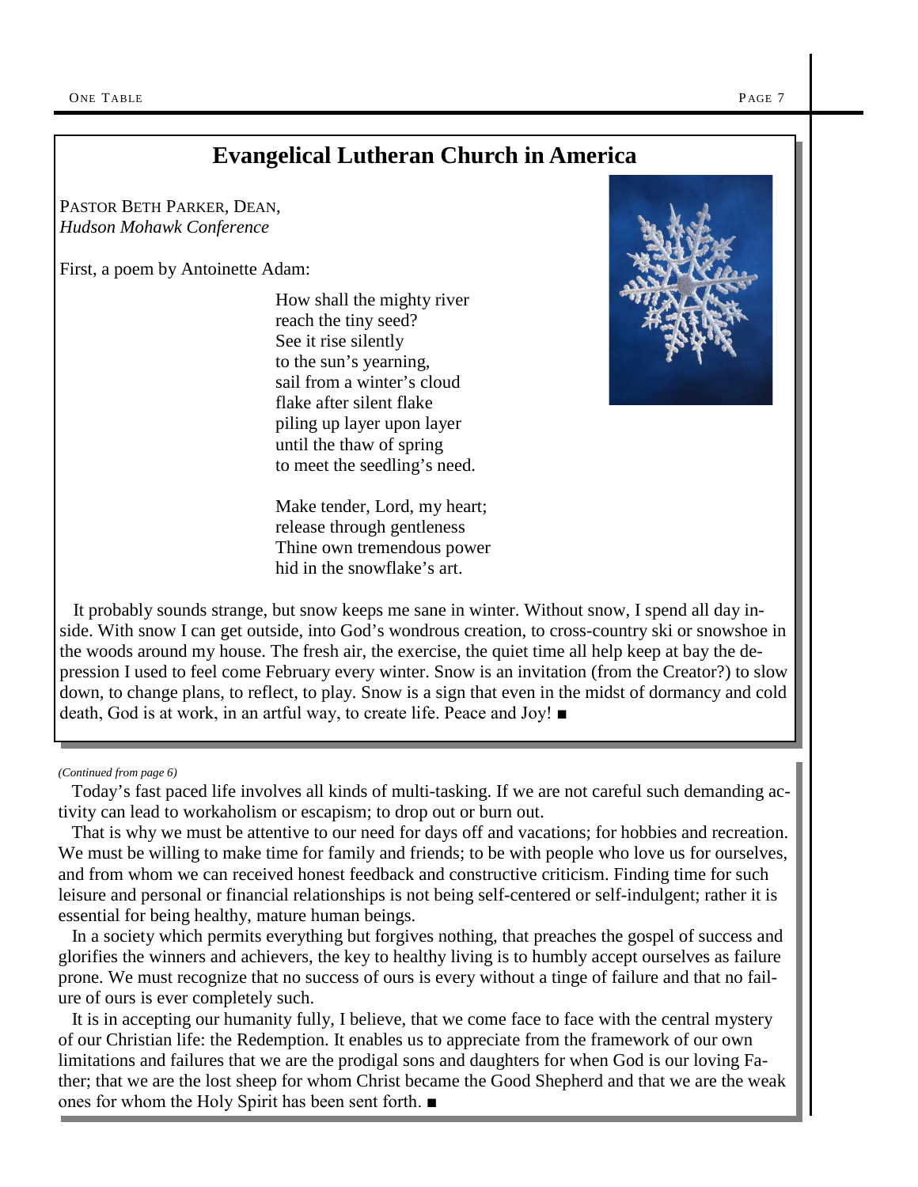## Evangelical Lutheran Church in America

PASTOR BETH PARKER, DEAN,
*Hudson Mohawk Conference*

First, a poem by Antoinette Adam:

How shall the mighty river
reach the tiny seed?
See it rise silently
to the sun's yearning,
sail from a winter's cloud
flake after silent flake
piling up layer upon layer
until the thaw of spring
to meet the seedling's need.

Make tender, Lord, my heart;
release through gentleness
Thine own tremendous power
hid in the snowflake's art.

It probably sounds strange, but snow keeps me sane in winter. Without snow, I spend all day inside. With snow I can get outside, into God's wondrous creation, to cross-country ski or snowshoe in the woods around my house. The fresh air, the exercise, the quiet time all help keep at bay the depression I used to feel come February every winter. Snow is an invitation (from the Creator?) to slow down, to change plans, to reflect, to play. Snow is a sign that even in the midst of dormancy and cold death, God is at work, in an artful way, to create life. Peace and Joy! ■

*(Continued from page 6)*

Today's fast paced life involves all kinds of multi-tasking. If we are not careful such demanding activity can lead to workaholism or escapism; to drop out or burn out.

That is why we must be attentive to our need for days off and vacations; for hobbies and recreation. We must be willing to make time for family and friends; to be with people who love us for ourselves, and from whom we can received honest feedback and constructive criticism. Finding time for such leisure and personal or financial relationships is not being self-centered or self-indulgent; rather it is essential for being healthy, mature human beings.

In a society which permits everything but forgives nothing, that preaches the gospel of success and glorifies the winners and achievers, the key to healthy living is to humbly accept ourselves as failure prone. We must recognize that no success of ours is every without a tinge of failure and that no failure of ours is ever completely such.

It is in accepting our humanity fully, I believe, that we come face to face with the central mystery of our Christian life: the Redemption. It enables us to appreciate from the framework of our own limitations and failures that we are the prodigal sons and daughters for when God is our loving Father; that we are the lost sheep for whom Christ became the Good Shepherd and that we are the weak ones for whom the Holy Spirit has been sent forth. ■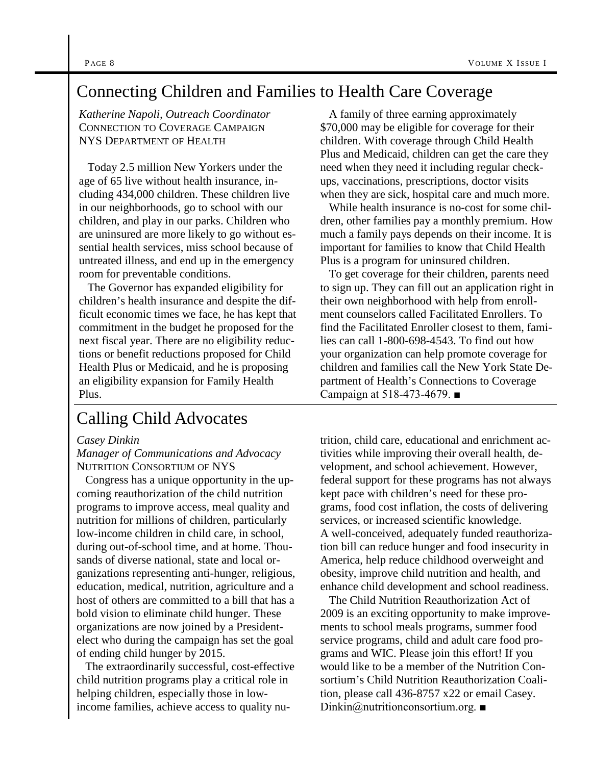## Connecting Children and Families to Health Care Coverage

*Katherine Napoli, Outreach Coordinator*
CONNECTION TO COVERAGE CAMPAIGN
NYS DEPARTMENT OF HEALTH

Today 2.5 million New Yorkers under the age of 65 live without health insurance, including 434,000 children. These children live in our neighborhoods, go to school with our children, and play in our parks. Children who are uninsured are more likely to go without essential health services, miss school because of untreated illness, and end up in the emergency room for preventable conditions.

The Governor has expanded eligibility for children's health insurance and despite the difficult economic times we face, he has kept that commitment in the budget he proposed for the next fiscal year. There are no eligibility reductions or benefit reductions proposed for Child Health Plus or Medicaid, and he is proposing an eligibility expansion for Family Health Plus.

A family of three earning approximately $70,000 may be eligible for coverage for their children. With coverage through Child Health Plus and Medicaid, children can get the care they need when they need it including regular check-ups, vaccinations, prescriptions, doctor visits when they are sick, hospital care and much more.

While health insurance is no-cost for some children, other families pay a monthly premium. How much a family pays depends on their income. It is important for families to know that Child Health Plus is a program for uninsured children.

To get coverage for their children, parents need to sign up. They can fill out an application right in their own neighborhood with help from enrollment counselors called Facilitated Enrollers. To find the Facilitated Enroller closest to them, families can call 1-800-698-4543. To find out how your organization can help promote coverage for children and families call the New York State Department of Health's Connections to Coverage Campaign at 518-473-4679. ■

## Calling Child Advocates

*Casey Dinkin*
*Manager of Communications and Advocacy*
NUTRITION CONSORTIUM OF NYS

Congress has a unique opportunity in the upcoming reauthorization of the child nutrition programs to improve access, meal quality and nutrition for millions of children, particularly low-income children in child care, in school, during out-of-school time, and at home. Thousands of diverse national, state and local organizations representing anti-hunger, religious, education, medical, nutrition, agriculture and a host of others are committed to a bill that has a bold vision to eliminate child hunger. These organizations are now joined by a President-elect who during the campaign has set the goal of ending child hunger by 2015.

The extraordinarily successful, cost-effective child nutrition programs play a critical role in helping children, especially those in low-income families, achieve access to quality nutrition, child care, educational and enrichment activities while improving their overall health, development, and school achievement. However, federal support for these programs has not always kept pace with children's need for these programs, food cost inflation, the costs of delivering services, or increased scientific knowledge. A well-conceived, adequately funded reauthorization bill can reduce hunger and food insecurity in America, help reduce childhood overweight and obesity, improve child nutrition and health, and enhance child development and school readiness.

The Child Nutrition Reauthorization Act of 2009 is an exciting opportunity to make improvements to school meals programs, summer food service programs, child and adult care food programs and WIC. Please join this effort! If you would like to be a member of the Nutrition Consortium's Child Nutrition Reauthorization Coalition, please call 436-8757 x22 or email Casey.Dinkin@nutritionconsortium.org. ■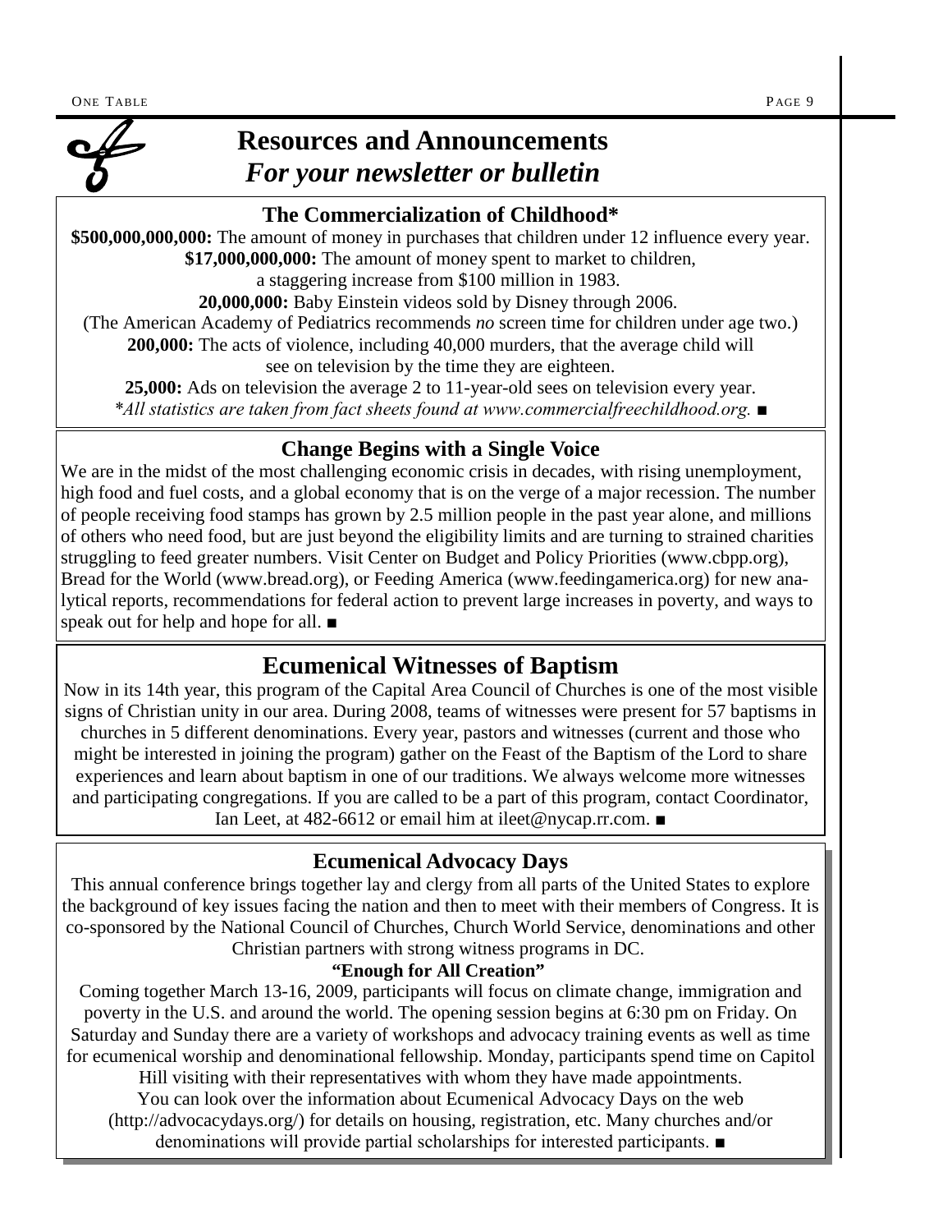# Resources and Announcements
## *For your newsletter or bulletin*

### The Commercialization of Childhood*

**$500,000,000,000:** The amount of money in purchases that children under 12 influence every year.
**$17,000,000,000:** The amount of money spent to market to children, a staggering increase from $100 million in 1983.
**20,000,000:** Baby Einstein videos sold by Disney through 2006.
(The American Academy of Pediatrics recommends *no* screen time for children under age two.)
**200,000:** The acts of violence, including 40,000 murders, that the average child will see on television by the time they are eighteen.
**25,000:** Ads on television the average 2 to 11-year-old sees on television every year.

**All statistics are taken from fact sheets found at www.commercialfreechildhood.org.* ■

### Change Begins with a Single Voice

We are in the midst of the most challenging economic crisis in decades, with rising unemployment, high food and fuel costs, and a global economy that is on the verge of a major recession. The number of people receiving food stamps has grown by 2.5 million people in the past year alone, and millions of others who need food, but are just beyond the eligibility limits and are turning to strained charities struggling to feed greater numbers. Visit Center on Budget and Policy Priorities (www.cbpp.org), Bread for the World (www.bread.org), or Feeding America (www.feedingamerica.org) for new analytical reports, recommendations for federal action to prevent large increases in poverty, and ways to speak out for help and hope for all. ■

## Ecumenical Witnesses of Baptism

Now in its 14th year, this program of the Capital Area Council of Churches is one of the most visible signs of Christian unity in our area. During 2008, teams of witnesses were present for 57 baptisms in churches in 5 different denominations. Every year, pastors and witnesses (current and those who might be interested in joining the program) gather on the Feast of the Baptism of the Lord to share experiences and learn about baptism in one of our traditions. We always welcome more witnesses and participating congregations. If you are called to be a part of this program, contact Coordinator, Ian Leet, at 482-6612 or email him at ileet@nycap.rr.com. ■

### Ecumenical Advocacy Days

This annual conference brings together lay and clergy from all parts of the United States to explore the background of key issues facing the nation and then to meet with their members of Congress. It is co-sponsored by the National Council of Churches, Church World Service, denominations and other Christian partners with strong witness programs in DC.

**"Enough for All Creation"**

Coming together March 13-16, 2009, participants will focus on climate change, immigration and poverty in the U.S. and around the world. The opening session begins at 6:30 pm on Friday. On Saturday and Sunday there are a variety of workshops and advocacy training events as well as time for ecumenical worship and denominational fellowship. Monday, participants spend time on Capitol Hill visiting with their representatives with whom they have made appointments.

You can look over the information about Ecumenical Advocacy Days on the web (http://advocacydays.org/) for details on housing, registration, etc. Many churches and/or denominations will provide partial scholarships for interested participants. ■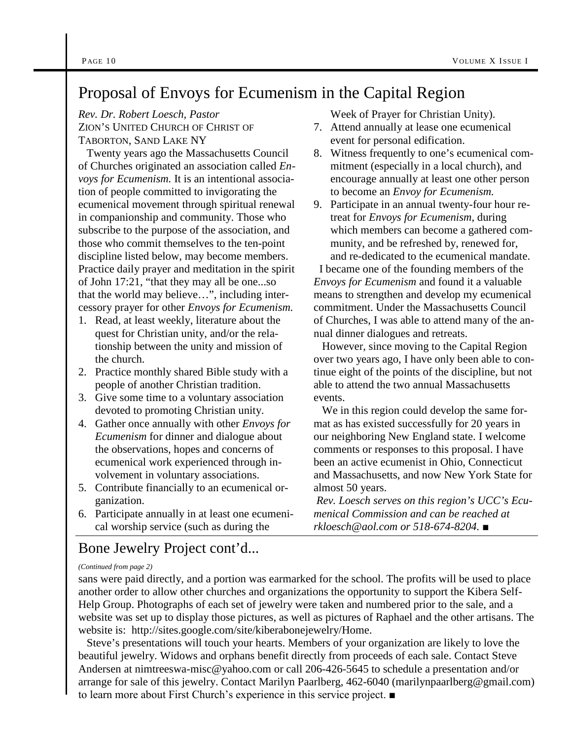# Proposal of Envoys for Ecumenism in the Capital Region

*Rev. Dr. Robert Loesch, Pastor*
ZION'S UNITED CHURCH OF CHRIST OF TABORTON, SAND LAKE NY

Twenty years ago the Massachusetts Council of Churches originated an association called *Envoys for Ecumenism.* It is an intentional association of people committed to invigorating the ecumenical movement through spiritual renewal in companionship and community. Those who subscribe to the purpose of the association, and those who commit themselves to the ten-point discipline listed below, may become members. Practice daily prayer and meditation in the spirit of John 17:21, "that they may all be one...so that the world may believe…", including intercessory prayer for other *Envoys for Ecumenism.*

1. Read, at least weekly, literature about the quest for Christian unity, and/or the relationship between the unity and mission of the church.
2. Practice monthly shared Bible study with a people of another Christian tradition.
3. Give some time to a voluntary association devoted to promoting Christian unity.
4. Gather once annually with other *Envoys for Ecumenism* for dinner and dialogue about the observations, hopes and concerns of ecumenical work experienced through involvement in voluntary associations.
5. Contribute financially to an ecumenical organization.
6. Participate annually in at least one ecumenical worship service (such as during the Week of Prayer for Christian Unity).
7. Attend annually at lease one ecumenical event for personal edification.
8. Witness frequently to one's ecumenical commitment (especially in a local church), and encourage annually at least one other person to become an *Envoy for Ecumenism.*
9. Participate in an annual twenty-four hour retreat for *Envoys for Ecumenism*, during which members can become a gathered community, and be refreshed by, renewed for, and re-dedicated to the ecumenical mandate.

I became one of the founding members of the *Envoys for Ecumenism* and found it a valuable means to strengthen and develop my ecumenical commitment. Under the Massachusetts Council of Churches, I was able to attend many of the annual dinner dialogues and retreats.

However, since moving to the Capital Region over two years ago, I have only been able to continue eight of the points of the discipline, but not able to attend the two annual Massachusetts events.

We in this region could develop the same format as has existed successfully for 20 years in our neighboring New England state. I welcome comments or responses to this proposal. I have been an active ecumenist in Ohio, Connecticut and Massachusetts, and now New York State for almost 50 years.

*Rev. Loesch serves on this region's UCC's Ecumenical Commission and can be reached at rkloesch@aol.com or 518-674-8204.* ■

# Bone Jewelry Project cont'd...

*(Continued from page 2)*

sans were paid directly, and a portion was earmarked for the school. The profits will be used to place another order to allow other churches and organizations the opportunity to support the Kibera Self-Help Group. Photographs of each set of jewelry were taken and numbered prior to the sale, and a website was set up to display those pictures, as well as pictures of Raphael and the other artisans. The website is: http://sites.google.com/site/kiberabonejewelry/Home.

Steve's presentations will touch your hearts. Members of your organization are likely to love the beautiful jewelry. Widows and orphans benefit directly from proceeds of each sale. Contact Steve Andersen at nimtreeswa-misc@yahoo.com or call 206-426-5645 to schedule a presentation and/or arrange for sale of this jewelry. Contact Marilyn Paarlberg, 462-6040 (marilynpaarlberg@gmail.com) to learn more about First Church's experience in this service project. ■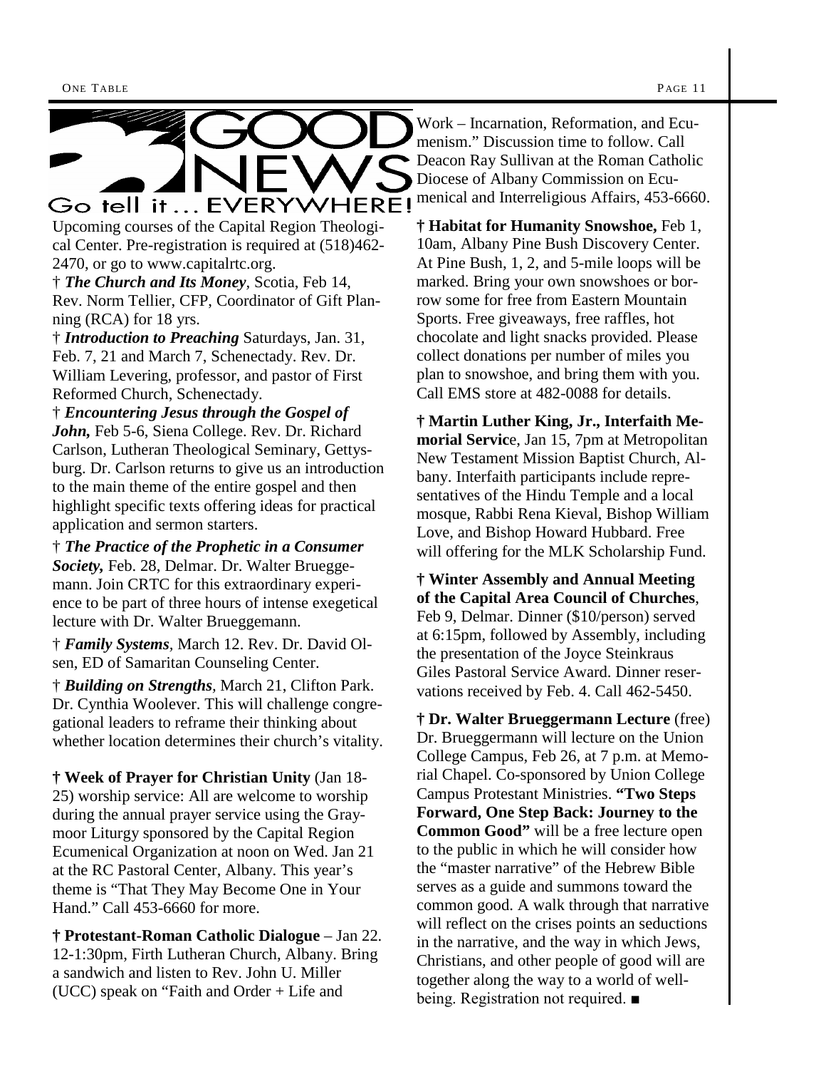# GOOD NEWS
## Go tell it… EVERYWHERE!

Upcoming courses of the Capital Region Theological Center. Pre-registration is required at (518)462-2470, or go to www.capitalrtc.org.

† ***The Church and Its Money***, Scotia, Feb 14, Rev. Norm Tellier, CFP, Coordinator of Gift Planning (RCA) for 18 yrs.

† ***Introduction to Preaching*** Saturdays, Jan. 31, Feb. 7, 21 and March 7, Schenectady. Rev. Dr. William Levering, professor, and pastor of First Reformed Church, Schenectady.

† ***Encountering Jesus through the Gospel of John,*** Feb 5-6, Siena College. Rev. Dr. Richard Carlson, Lutheran Theological Seminary, Gettysburg. Dr. Carlson returns to give us an introduction to the main theme of the entire gospel and then highlight specific texts offering ideas for practical application and sermon starters.

† ***The Practice of the Prophetic in a Consumer Society,*** Feb. 28, Delmar. Dr. Walter Brueggemann. Join CRTC for this extraordinary experience to be part of three hours of intense exegetical lecture with Dr. Walter Brueggemann.

† ***Family Systems***, March 12. Rev. Dr. David Olsen, ED of Samaritan Counseling Center.

† ***Building on Strengths***, March 21, Clifton Park. Dr. Cynthia Woolever. This will challenge congregational leaders to reframe their thinking about whether location determines their church's vitality.

**† Week of Prayer for Christian Unity** (Jan 18-25) worship service: All are welcome to worship during the annual prayer service using the Graymoor Liturgy sponsored by the Capital Region Ecumenical Organization at noon on Wed. Jan 21 at the RC Pastoral Center, Albany. This year's theme is "That They May Become One in Your Hand." Call 453-6660 for more.

**† Protestant-Roman Catholic Dialogue** – Jan 22. 12-1:30pm, Firth Lutheran Church, Albany. Bring a sandwich and listen to Rev. John U. Miller (UCC) speak on "Faith and Order + Life and Work – Incarnation, Reformation, and Ecumenism." Discussion time to follow. Call Deacon Ray Sullivan at the Roman Catholic Diocese of Albany Commission on Ecumenical and Interreligious Affairs, 453-6660.

**† Habitat for Humanity Snowshoe,** Feb 1, 10am, Albany Pine Bush Discovery Center. At Pine Bush, 1, 2, and 5-mile loops will be marked. Bring your own snowshoes or borrow some for free from Eastern Mountain Sports. Free giveaways, free raffles, hot chocolate and light snacks provided. Please collect donations per number of miles you plan to snowshoe, and bring them with you. Call EMS store at 482-0088 for details.

**† Martin Luther King, Jr., Interfaith Memorial Servic**e, Jan 15, 7pm at Metropolitan New Testament Mission Baptist Church, Albany. Interfaith participants include representatives of the Hindu Temple and a local mosque, Rabbi Rena Kieval, Bishop William Love, and Bishop Howard Hubbard. Free will offering for the MLK Scholarship Fund.

**† Winter Assembly and Annual Meeting of the Capital Area Council of Churches**, Feb 9, Delmar. Dinner ($10/person) served at 6:15pm, followed by Assembly, including the presentation of the Joyce Steinkraus Giles Pastoral Service Award. Dinner reservations received by Feb. 4. Call 462-5450.

**† Dr. Walter Brueggermann Lecture** (free) Dr. Brueggermann will lecture on the Union College Campus, Feb 26, at 7 p.m. at Memorial Chapel. Co-sponsored by Union College Campus Protestant Ministries. **"Two Steps Forward, One Step Back: Journey to the Common Good"** will be a free lecture open to the public in which he will consider how the "master narrative" of the Hebrew Bible serves as a guide and summons toward the common good. A walk through that narrative will reflect on the crises points an seductions in the narrative, and the way in which Jews, Christians, and other people of good will are together along the way to a world of well-being. Registration not required. ■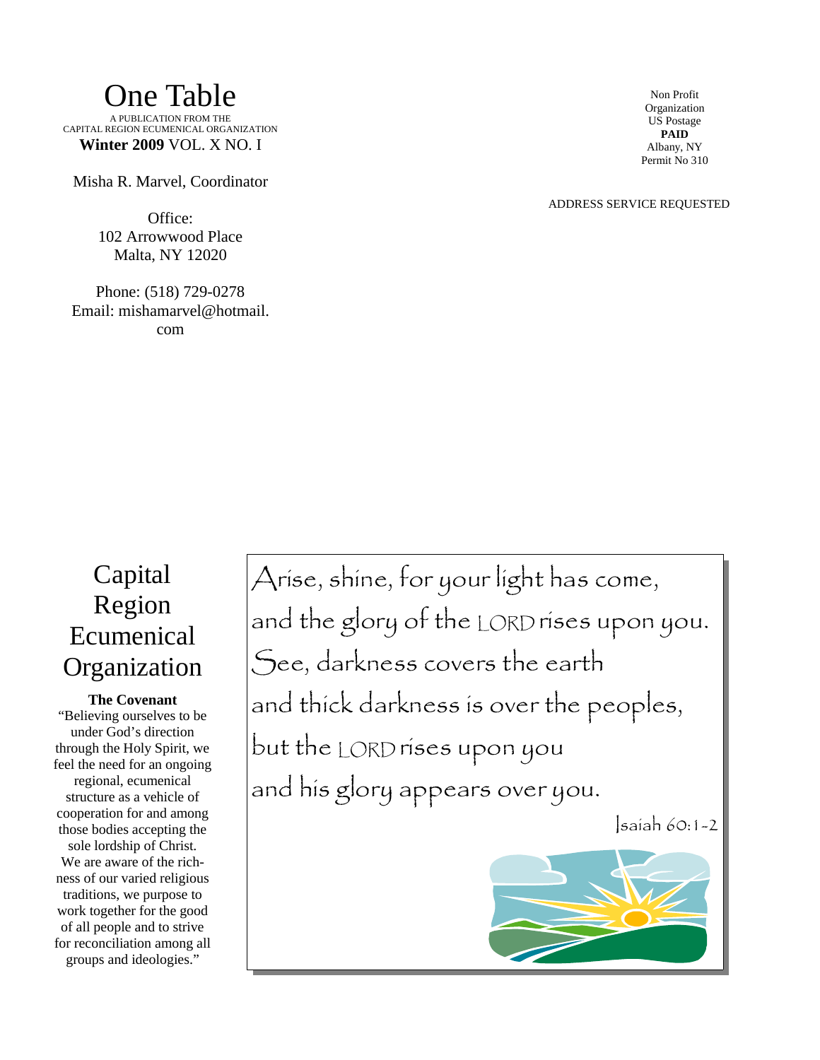# One Table

A PUBLICATION FROM THE
CAPITAL REGION ECUMENICAL ORGANIZATION

**Winter 2009** VOL. X NO. I

Misha R. Marvel, Coordinator

Office:
102 Arrowwood Place
Malta, NY 12020

Phone: (518) 729-0278
Email: mishamarvel@hotmail.com

Non Profit
Organization
US Postage
**PAID**
Albany, NY
Permit No 310

ADDRESS SERVICE REQUESTED

## Capital Region Ecumenical Organization

**The Covenant**

"Believing ourselves to be under God's direction through the Holy Spirit, we feel the need for an ongoing regional, ecumenical structure as a vehicle of cooperation for and among those bodies accepting the sole lordship of Christ. We are aware of the richness of our varied religious traditions, we purpose to work together for the good of all people and to strive for reconciliation among all groups and ideologies."

Arise, shine, for your light has come,
and the glory of the LORD rises upon you.
See, darkness covers the earth
and thick darkness is over the peoples,
but the LORD rises upon you
and his glory appears over you.

Isaiah 60:1-2